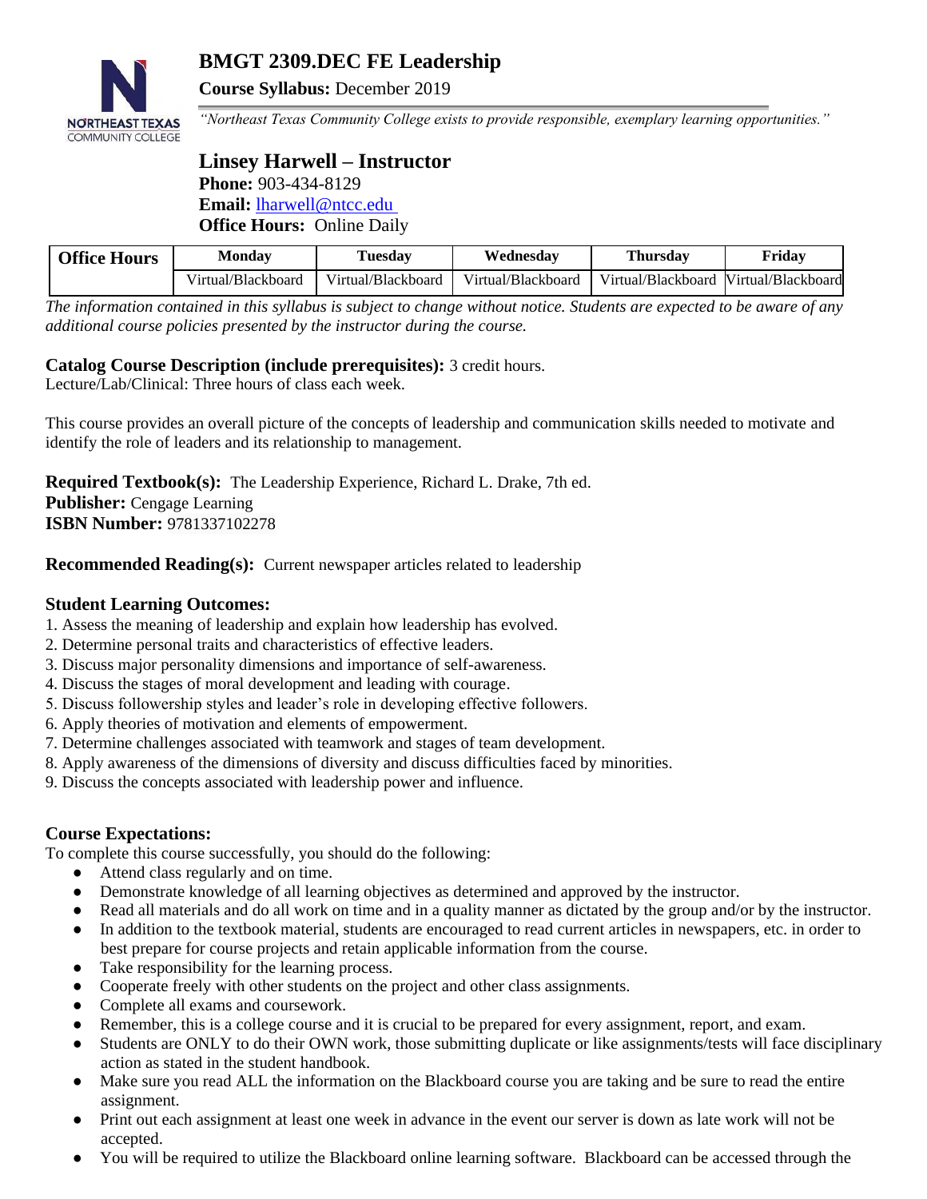# BMGT 2309.DEC FE Leadership

**Course Syllabus:** December 2019

*"Northeast Texas Community College exists to provide responsible, exemplary learning opportunities."*

## Linsey Harwell – Instructor

**Phone:** 903-434-8129
**Email:** lharwell@ntcc.edu
**Office Hours:** Online Daily

| Office Hours | Monday | Tuesday | Wednesday | Thursday | Friday |
|---|---|---|---|---|---|
| | Virtual/Blackboard | Virtual/Blackboard | Virtual/Blackboard | Virtual/Blackboard | Virtual/Blackboard |

*The information contained in this syllabus is subject to change without notice. Students are expected to be aware of any additional course policies presented by the instructor during the course.*

**Catalog Course Description (include prerequisites):** 3 credit hours.
Lecture/Lab/Clinical: Three hours of class each week.

This course provides an overall picture of the concepts of leadership and communication skills needed to motivate and identify the role of leaders and its relationship to management.

**Required Textbook(s):** The Leadership Experience, Richard L. Drake, 7th ed.
**Publisher:** Cengage Learning
**ISBN Number:** 9781337102278

**Recommended Reading(s):** Current newspaper articles related to leadership

**Student Learning Outcomes:**

1. Assess the meaning of leadership and explain how leadership has evolved.
2. Determine personal traits and characteristics of effective leaders.
3. Discuss major personality dimensions and importance of self-awareness.
4. Discuss the stages of moral development and leading with courage.
5. Discuss followership styles and leader's role in developing effective followers.
6. Apply theories of motivation and elements of empowerment.
7. Determine challenges associated with teamwork and stages of team development.
8. Apply awareness of the dimensions of diversity and discuss difficulties faced by minorities.
9. Discuss the concepts associated with leadership power and influence.

**Course Expectations:**

To complete this course successfully, you should do the following:

- Attend class regularly and on time.
- Demonstrate knowledge of all learning objectives as determined and approved by the instructor.
- Read all materials and do all work on time and in a quality manner as dictated by the group and/or by the instructor.
- In addition to the textbook material, students are encouraged to read current articles in newspapers, etc. in order to best prepare for course projects and retain applicable information from the course.
- Take responsibility for the learning process.
- Cooperate freely with other students on the project and other class assignments.
- Complete all exams and coursework.
- Remember, this is a college course and it is crucial to be prepared for every assignment, report, and exam.
- Students are ONLY to do their OWN work, those submitting duplicate or like assignments/tests will face disciplinary action as stated in the student handbook.
- Make sure you read ALL the information on the Blackboard course you are taking and be sure to read the entire assignment.
- Print out each assignment at least one week in advance in the event our server is down as late work will not be accepted.
- You will be required to utilize the Blackboard online learning software. Blackboard can be accessed through the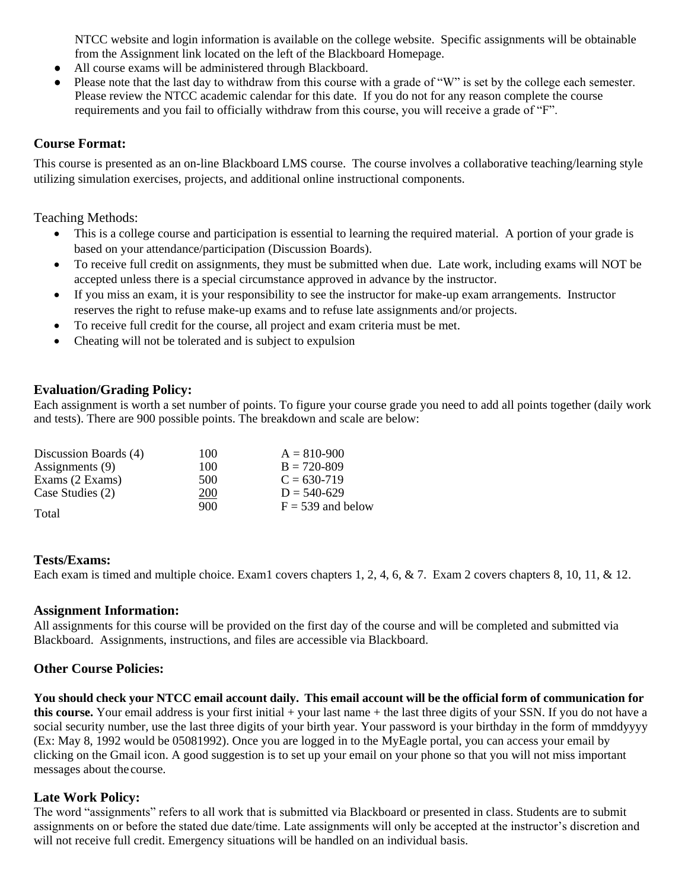NTCC website and login information is available on the college website. Specific assignments will be obtainable from the Assignment link located on the left of the Blackboard Homepage.

- All course exams will be administered through Blackboard.
- Please note that the last day to withdraw from this course with a grade of "W" is set by the college each semester. Please review the NTCC academic calendar for this date. If you do not for any reason complete the course requirements and you fail to officially withdraw from this course, you will receive a grade of "F".

### Course Format:

This course is presented as an on-line Blackboard LMS course. The course involves a collaborative teaching/learning style utilizing simulation exercises, projects, and additional online instructional components.

Teaching Methods:

- This is a college course and participation is essential to learning the required material. A portion of your grade is based on your attendance/participation (Discussion Boards).
- To receive full credit on assignments, they must be submitted when due. Late work, including exams will NOT be accepted unless there is a special circumstance approved in advance by the instructor.
- If you miss an exam, it is your responsibility to see the instructor for make-up exam arrangements. Instructor reserves the right to refuse make-up exams and to refuse late assignments and/or projects.
- To receive full credit for the course, all project and exam criteria must be met.
- Cheating will not be tolerated and is subject to expulsion

### Evaluation/Grading Policy:

Each assignment is worth a set number of points. To figure your course grade you need to add all points together (daily work and tests). There are 900 possible points. The breakdown and scale are below:

| | | |
|---|---|---|
| Discussion Boards (4) | 100 | A = 810-900 |
| Assignments (9) | 100 | B = 720-809 |
| Exams (2 Exams) | 500 | C = 630-719 |
| Case Studies (2) | 200 | D = 540-629 |
| Total | 900 | F = 539 and below |

### Tests/Exams:

Each exam is timed and multiple choice. Exam1 covers chapters 1, 2, 4, 6, & 7. Exam 2 covers chapters 8, 10, 11, & 12.

### Assignment Information:

All assignments for this course will be provided on the first day of the course and will be completed and submitted via Blackboard. Assignments, instructions, and files are accessible via Blackboard.

### Other Course Policies:

**You should check your NTCC email account daily. This email account will be the official form of communication for this course.** Your email address is your first initial + your last name + the last three digits of your SSN. If you do not have a social security number, use the last three digits of your birth year. Your password is your birthday in the form of mmddyyyy (Ex: May 8, 1992 would be 05081992). Once you are logged in to the MyEagle portal, you can access your email by clicking on the Gmail icon. A good suggestion is to set up your email on your phone so that you will not miss important messages about the course.

### Late Work Policy:

The word "assignments" refers to all work that is submitted via Blackboard or presented in class. Students are to submit assignments on or before the stated due date/time. Late assignments will only be accepted at the instructor's discretion and will not receive full credit. Emergency situations will be handled on an individual basis.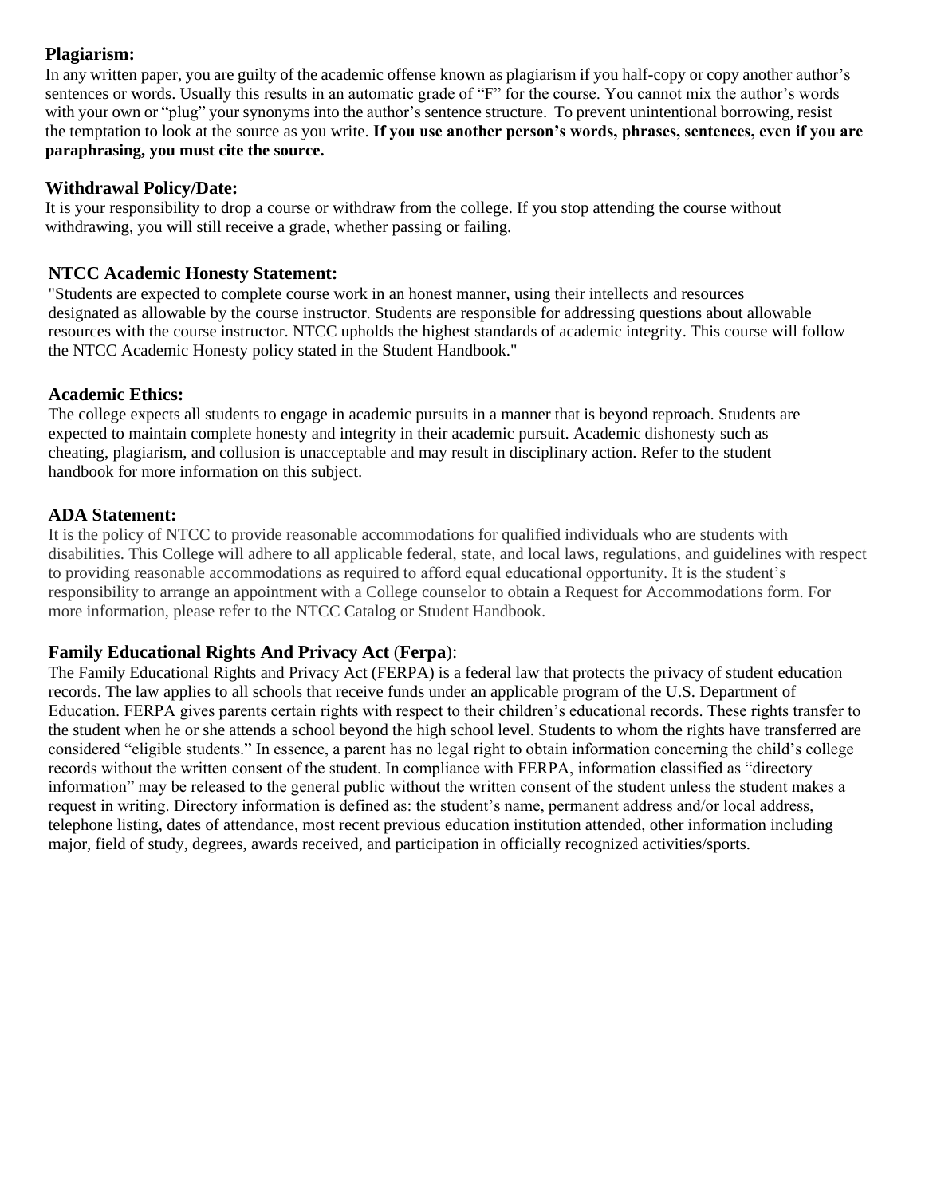**Plagiarism:**

In any written paper, you are guilty of the academic offense known as plagiarism if you half-copy or copy another author's sentences or words. Usually this results in an automatic grade of "F" for the course. You cannot mix the author's words with your own or "plug" your synonyms into the author's sentence structure. To prevent unintentional borrowing, resist the temptation to look at the source as you write. **If you use another person's words, phrases, sentences, even if you are paraphrasing, you must cite the source.**

**Withdrawal Policy/Date:**

It is your responsibility to drop a course or withdraw from the college. If you stop attending the course without withdrawing, you will still receive a grade, whether passing or failing.

**NTCC Academic Honesty Statement:**

"Students are expected to complete course work in an honest manner, using their intellects and resources designated as allowable by the course instructor. Students are responsible for addressing questions about allowable resources with the course instructor. NTCC upholds the highest standards of academic integrity. This course will follow the NTCC Academic Honesty policy stated in the Student Handbook."

**Academic Ethics:**

The college expects all students to engage in academic pursuits in a manner that is beyond reproach. Students are expected to maintain complete honesty and integrity in their academic pursuit. Academic dishonesty such as cheating, plagiarism, and collusion is unacceptable and may result in disciplinary action. Refer to the student handbook for more information on this subject.

**ADA Statement:**

It is the policy of NTCC to provide reasonable accommodations for qualified individuals who are students with disabilities. This College will adhere to all applicable federal, state, and local laws, regulations, and guidelines with respect to providing reasonable accommodations as required to afford equal educational opportunity. It is the student's responsibility to arrange an appointment with a College counselor to obtain a Request for Accommodations form. For more information, please refer to the NTCC Catalog or Student Handbook.

**Family Educational Rights And Privacy Act** (**Ferpa**):

The Family Educational Rights and Privacy Act (FERPA) is a federal law that protects the privacy of student education records. The law applies to all schools that receive funds under an applicable program of the U.S. Department of Education. FERPA gives parents certain rights with respect to their children's educational records. These rights transfer to the student when he or she attends a school beyond the high school level. Students to whom the rights have transferred are considered "eligible students." In essence, a parent has no legal right to obtain information concerning the child's college records without the written consent of the student. In compliance with FERPA, information classified as "directory information" may be released to the general public without the written consent of the student unless the student makes a request in writing. Directory information is defined as: the student's name, permanent address and/or local address, telephone listing, dates of attendance, most recent previous education institution attended, other information including major, field of study, degrees, awards received, and participation in officially recognized activities/sports.